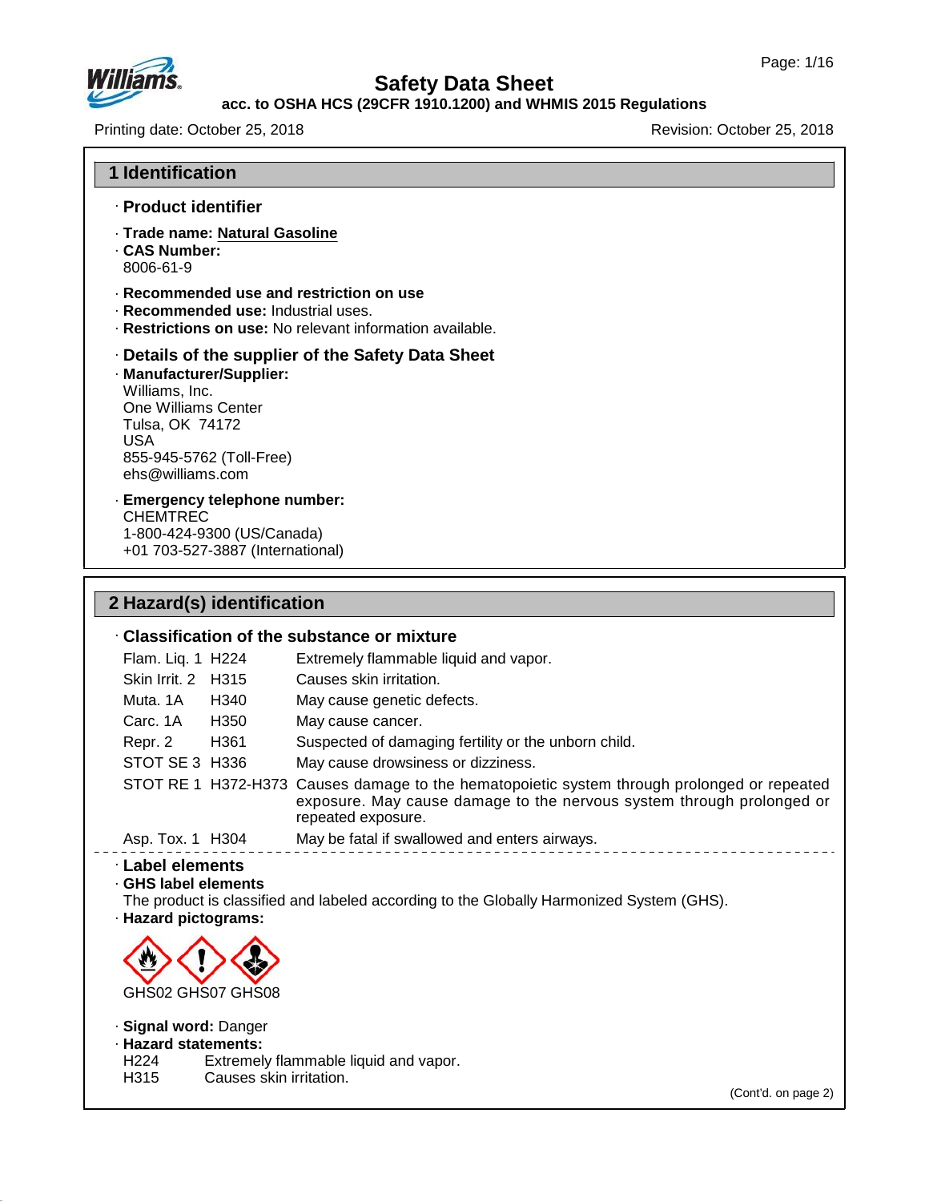# Safety Data Sheet

**acc. to OSHA HCS (29CFR 1910.1200) and WHMIS 2015 Regulations**

Printing date: October 25, 2018 | Revision: October 25, 2018

## 1 Identification

· **Product identifier**

· **Trade name: Natural Gasoline**
· **CAS Number:**
8006-61-9

· **Recommended use and restriction on use**
· **Recommended use:** Industrial uses.
· **Restrictions on use:** No relevant information available.

· **Details of the supplier of the Safety Data Sheet**
· **Manufacturer/Supplier:**
Williams, Inc.
One Williams Center
Tulsa, OK 74172
USA
855-945-5762 (Toll-Free)
ehs@williams.com

· **Emergency telephone number:**
CHEMTREC
1-800-424-9300 (US/Canada)
+01 703-527-3887 (International)

## 2 Hazard(s) identification

· **Classification of the substance or mixture**

| Class | Code | Statement |
|---|---|---|
| Flam. Liq. 1 | H224 | Extremely flammable liquid and vapor. |
| Skin Irrit. 2 | H315 | Causes skin irritation. |
| Muta. 1A | H340 | May cause genetic defects. |
| Carc. 1A | H350 | May cause cancer. |
| Repr. 2 | H361 | Suspected of damaging fertility or the unborn child. |
| STOT SE 3 | H336 | May cause drowsiness or dizziness. |
| STOT RE 1 | H372-H373 | Causes damage to the hematopoietic system through prolonged or repeated exposure. May cause damage to the nervous system through prolonged or repeated exposure. |
| Asp. Tox. 1 | H304 | May be fatal if swallowed and enters airways. |

· **Label elements**
· **GHS label elements**
The product is classified and labeled according to the Globally Harmonized System (GHS).
· **Hazard pictograms:**

GHS02 GHS07 GHS08

· **Signal word:** Danger
· **Hazard statements:**
H224 Extremely flammable liquid and vapor.
H315 Causes skin irritation.

(Cont'd. on page 2)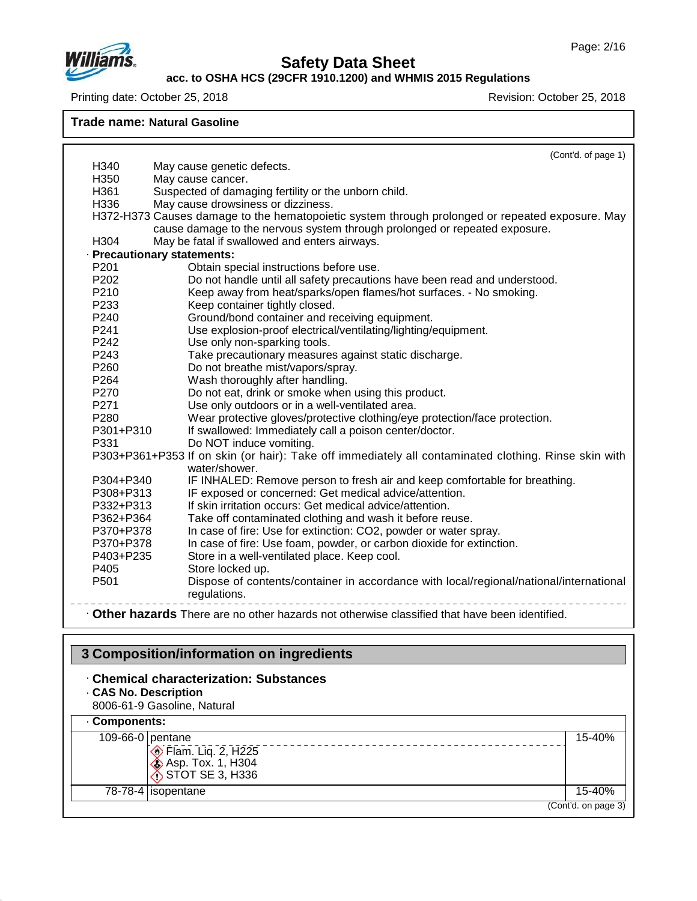**Trade name: Natural Gasoline**

(Cont'd. of page 1)

H340 May cause genetic defects.
H350 May cause cancer.
H361 Suspected of damaging fertility or the unborn child.
H336 May cause drowsiness or dizziness.
H372-H373 Causes damage to the hematopoietic system through prolonged or repeated exposure. May cause damage to the nervous system through prolonged or repeated exposure.
H304 May be fatal if swallowed and enters airways.

· **Precautionary statements:**

P201 Obtain special instructions before use.
P202 Do not handle until all safety precautions have been read and understood.
P210 Keep away from heat/sparks/open flames/hot surfaces. - No smoking.
P233 Keep container tightly closed.
P240 Ground/bond container and receiving equipment.
P241 Use explosion-proof electrical/ventilating/lighting/equipment.
P242 Use only non-sparking tools.
P243 Take precautionary measures against static discharge.
P260 Do not breathe mist/vapors/spray.
P264 Wash thoroughly after handling.
P270 Do not eat, drink or smoke when using this product.
P271 Use only outdoors or in a well-ventilated area.
P280 Wear protective gloves/protective clothing/eye protection/face protection.
P301+P310 If swallowed: Immediately call a poison center/doctor.
P331 Do NOT induce vomiting.
P303+P361+P353 If on skin (or hair): Take off immediately all contaminated clothing. Rinse skin with water/shower.
P304+P340 IF INHALED: Remove person to fresh air and keep comfortable for breathing.
P308+P313 IF exposed or concerned: Get medical advice/attention.
P332+P313 If skin irritation occurs: Get medical advice/attention.
P362+P364 Take off contaminated clothing and wash it before reuse.
P370+P378 In case of fire: Use for extinction: CO2, powder or water spray.
P370+P378 In case of fire: Use foam, powder, or carbon dioxide for extinction.
P403+P235 Store in a well-ventilated place. Keep cool.
P405 Store locked up.
P501 Dispose of contents/container in accordance with local/regional/national/international regulations.

· **Other hazards** There are no other hazards not otherwise classified that have been identified.

## 3 Composition/information on ingredients

· **Chemical characterization: Substances**

· **CAS No. Description**

8006-61-9 Gasoline, Natural

· **Components:**

| | | |
|---|---|---|
| 109-66-0 | pentane<br>Flam. Liq. 2, H225<br>Asp. Tox. 1, H304<br>STOT SE 3, H336 | 15-40% |
| 78-78-4 | isopentane | 15-40% |

(Cont'd. on page 3)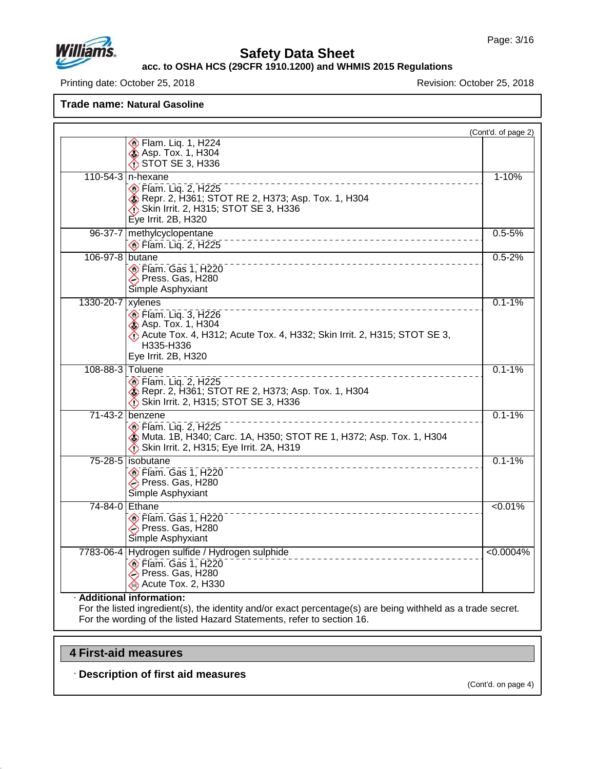**Trade name: Natural Gasoline**

(Cont'd. of page 2)

| CAS | Component / Classification | % |
|---|---|---|
| | Flam. Liq. 1, H224<br>Asp. Tox. 1, H304<br>STOT SE 3, H336 | |
| 110-54-3 | n-hexane<br>Flam. Liq. 2, H225<br>Repr. 2, H361; STOT RE 2, H373; Asp. Tox. 1, H304<br>Skin Irrit. 2, H315; STOT SE 3, H336<br>Eye Irrit. 2B, H320 | 1-10% |
| 96-37-7 | methylcyclopentane<br>Flam. Liq. 2, H225 | 0.5-5% |
| 106-97-8 | butane<br>Flam. Gas 1, H220<br>Press. Gas, H280<br>Simple Asphyxiant | 0.5-2% |
| 1330-20-7 | xylenes<br>Flam. Liq. 3, H226<br>Asp. Tox. 1, H304<br>Acute Tox. 4, H312; Acute Tox. 4, H332; Skin Irrit. 2, H315; STOT SE 3, H335-H336<br>Eye Irrit. 2B, H320 | 0.1-1% |
| 108-88-3 | Toluene<br>Flam. Liq. 2, H225<br>Repr. 2, H361; STOT RE 2, H373; Asp. Tox. 1, H304<br>Skin Irrit. 2, H315; STOT SE 3, H336 | 0.1-1% |
| 71-43-2 | benzene<br>Flam. Liq. 2, H225<br>Muta. 1B, H340; Carc. 1A, H350; STOT RE 1, H372; Asp. Tox. 1, H304<br>Skin Irrit. 2, H315; Eye Irrit. 2A, H319 | 0.1-1% |
| 75-28-5 | isobutane<br>Flam. Gas 1, H220<br>Press. Gas, H280<br>Simple Asphyxiant | 0.1-1% |
| 74-84-0 | Ethane<br>Flam. Gas 1, H220<br>Press. Gas, H280<br>Simple Asphyxiant | <0.01% |
| 7783-06-4 | Hydrogen sulfide / Hydrogen sulphide<br>Flam. Gas 1, H220<br>Press. Gas, H280<br>Acute Tox. 2, H330 | <0.0004% |

· **Additional information:**
For the listed ingredient(s), the identity and/or exact percentage(s) are being withheld as a trade secret.
For the wording of the listed Hazard Statements, refer to section 16.

## 4 First-aid measures

· **Description of first aid measures**

(Cont'd. on page 4)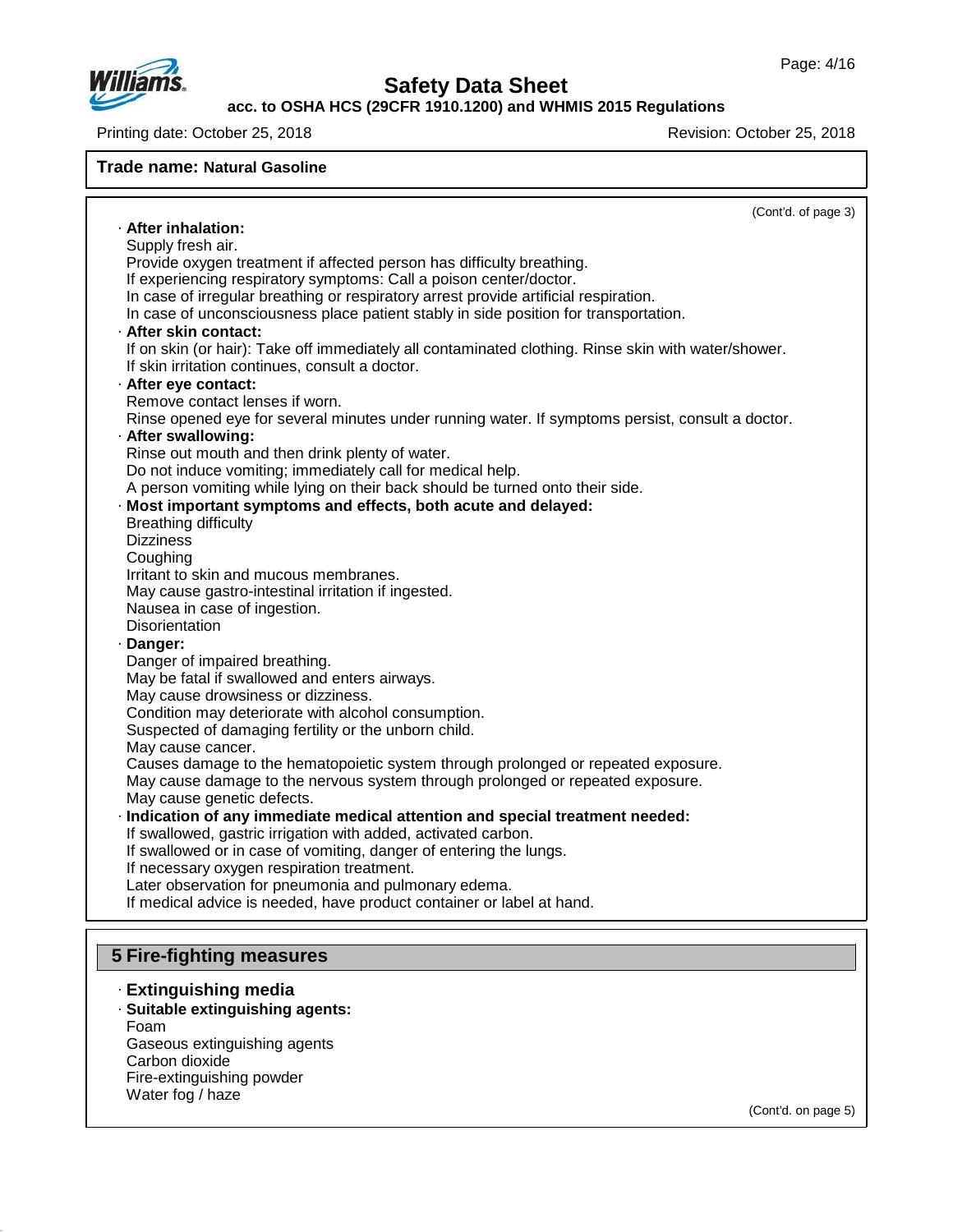**Trade name: Natural Gasoline**

(Cont'd. of page 3)

· **After inhalation:**
Supply fresh air.
Provide oxygen treatment if affected person has difficulty breathing.
If experiencing respiratory symptoms: Call a poison center/doctor.
In case of irregular breathing or respiratory arrest provide artificial respiration.
In case of unconsciousness place patient stably in side position for transportation.

· **After skin contact:**
If on skin (or hair): Take off immediately all contaminated clothing. Rinse skin with water/shower.
If skin irritation continues, consult a doctor.

· **After eye contact:**
Remove contact lenses if worn.
Rinse opened eye for several minutes under running water. If symptoms persist, consult a doctor.

· **After swallowing:**
Rinse out mouth and then drink plenty of water.
Do not induce vomiting; immediately call for medical help.
A person vomiting while lying on their back should be turned onto their side.

· **Most important symptoms and effects, both acute and delayed:**
Breathing difficulty
Dizziness
Coughing
Irritant to skin and mucous membranes.
May cause gastro-intestinal irritation if ingested.
Nausea in case of ingestion.
Disorientation

· **Danger:**
Danger of impaired breathing.
May be fatal if swallowed and enters airways.
May cause drowsiness or dizziness.
Condition may deteriorate with alcohol consumption.
Suspected of damaging fertility or the unborn child.
May cause cancer.
Causes damage to the hematopoietic system through prolonged or repeated exposure.
May cause damage to the nervous system through prolonged or repeated exposure.
May cause genetic defects.

· **Indication of any immediate medical attention and special treatment needed:**
If swallowed, gastric irrigation with added, activated carbon.
If swallowed or in case of vomiting, danger of entering the lungs.
If necessary oxygen respiration treatment.
Later observation for pneumonia and pulmonary edema.
If medical advice is needed, have product container or label at hand.

## 5 Fire-fighting measures

· **Extinguishing media**

· **Suitable extinguishing agents:**
Foam
Gaseous extinguishing agents
Carbon dioxide
Fire-extinguishing powder
Water fog / haze

(Cont'd. on page 5)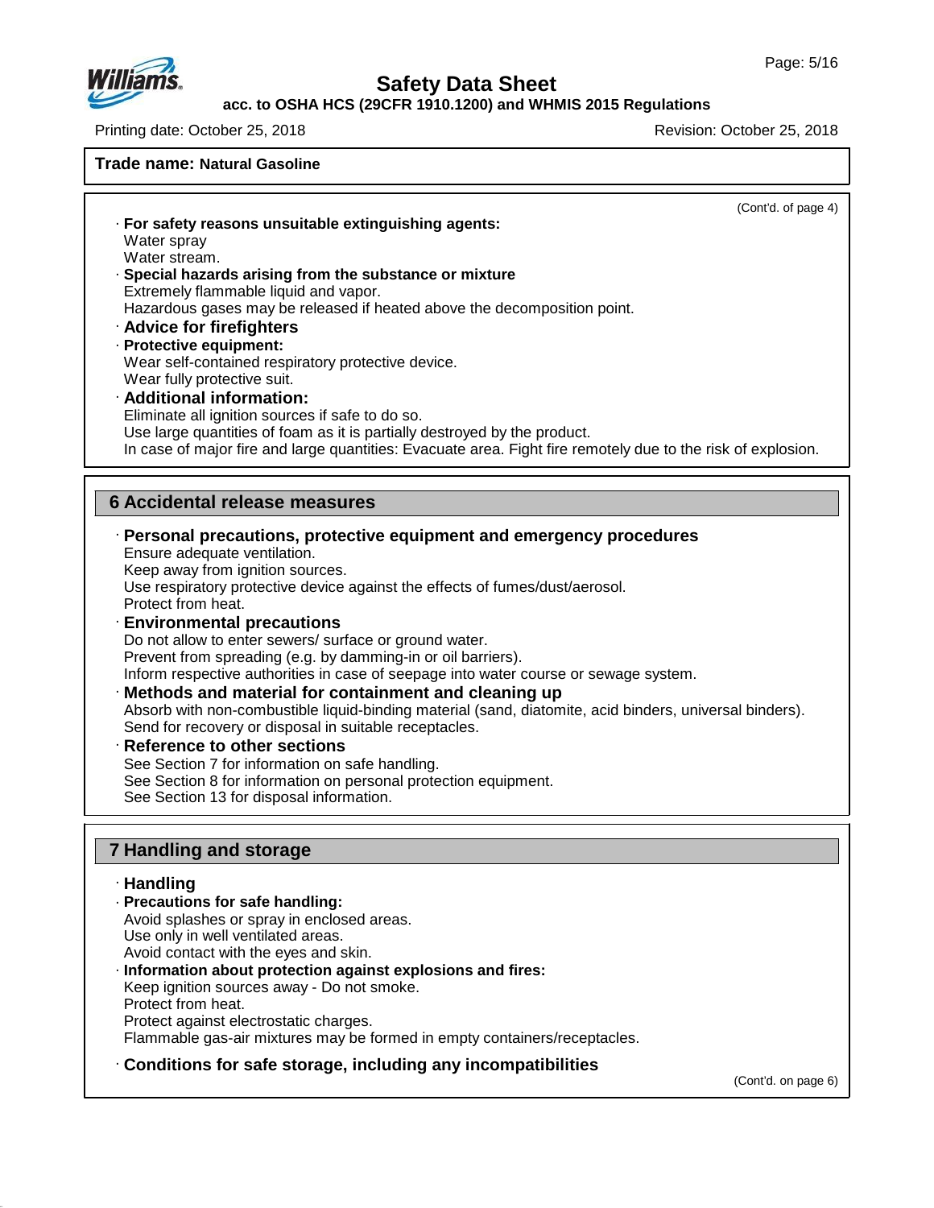(Cont'd. of page 4)

· **For safety reasons unsuitable extinguishing agents:**
Water spray
Water stream.

· **Special hazards arising from the substance or mixture**
Extremely flammable liquid and vapor.
Hazardous gases may be released if heated above the decomposition point.

· **Advice for firefighters**

· **Protective equipment:**
Wear self-contained respiratory protective device.
Wear fully protective suit.

· **Additional information:**
Eliminate all ignition sources if safe to do so.
Use large quantities of foam as it is partially destroyed by the product.
In case of major fire and large quantities: Evacuate area. Fight fire remotely due to the risk of explosion.

## 6 Accidental release measures

· **Personal precautions, protective equipment and emergency procedures**
Ensure adequate ventilation.
Keep away from ignition sources.
Use respiratory protective device against the effects of fumes/dust/aerosol.
Protect from heat.

· **Environmental precautions**
Do not allow to enter sewers/ surface or ground water.
Prevent from spreading (e.g. by damming-in or oil barriers).
Inform respective authorities in case of seepage into water course or sewage system.

· **Methods and material for containment and cleaning up**
Absorb with non-combustible liquid-binding material (sand, diatomite, acid binders, universal binders).
Send for recovery or disposal in suitable receptacles.

· **Reference to other sections**
See Section 7 for information on safe handling.
See Section 8 for information on personal protection equipment.
See Section 13 for disposal information.

## 7 Handling and storage

· **Handling**

· **Precautions for safe handling:**
Avoid splashes or spray in enclosed areas.
Use only in well ventilated areas.
Avoid contact with the eyes and skin.

· **Information about protection against explosions and fires:**
Keep ignition sources away - Do not smoke.
Protect from heat.
Protect against electrostatic charges.
Flammable gas-air mixtures may be formed in empty containers/receptacles.

· **Conditions for safe storage, including any incompatibilities**

(Cont'd. on page 6)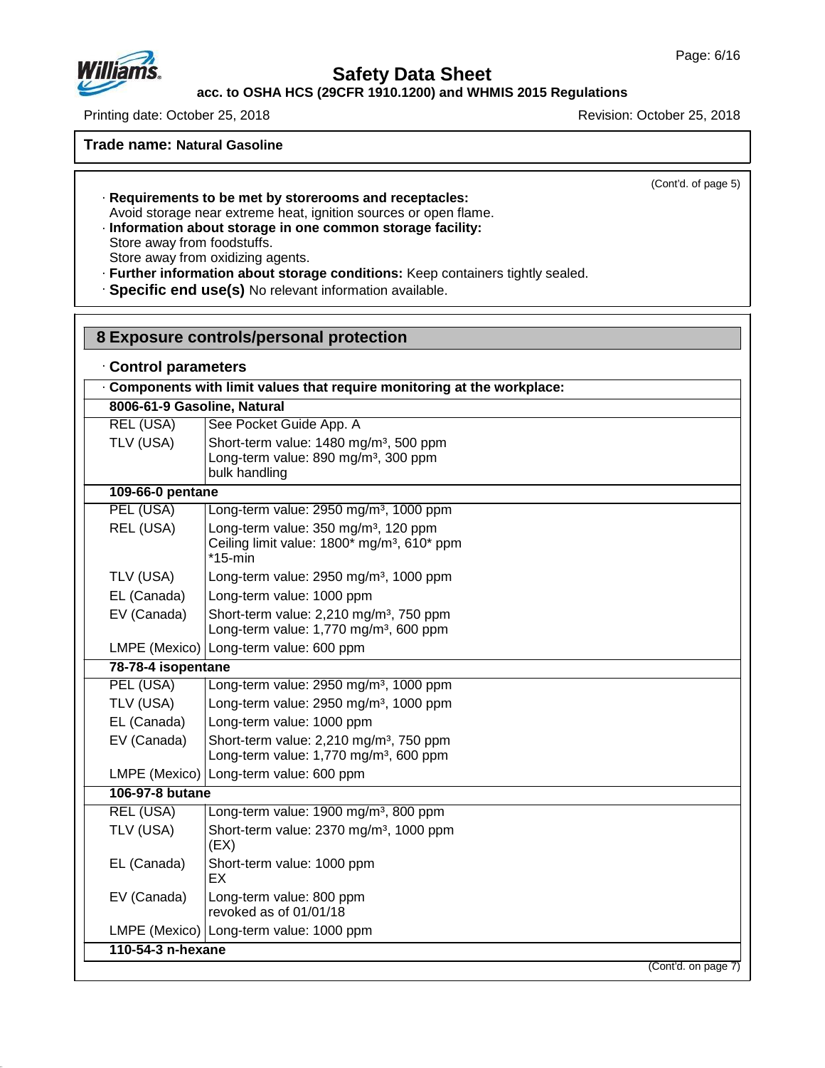**Trade name: Natural Gasoline**

(Cont'd. of page 5)

· **Requirements to be met by storerooms and receptacles:**
Avoid storage near extreme heat, ignition sources or open flame.
· **Information about storage in one common storage facility:**
Store away from foodstuffs.
Store away from oxidizing agents.
· **Further information about storage conditions:** Keep containers tightly sealed.
· **Specific end use(s)** No relevant information available.

## 8 Exposure controls/personal protection

· **Control parameters**

| · **Components with limit values that require monitoring at the workplace:** | |
|---|---|
| **8006-61-9 Gasoline, Natural** | |
| REL (USA) | See Pocket Guide App. A |
| TLV (USA) | Short-term value: 1480 mg/m³, 500 ppm<br>Long-term value: 890 mg/m³, 300 ppm<br>bulk handling |
| **109-66-0 pentane** | |
| PEL (USA) | Long-term value: 2950 mg/m³, 1000 ppm |
| REL (USA) | Long-term value: 350 mg/m³, 120 ppm<br>Ceiling limit value: 1800* mg/m³, 610* ppm<br>*15-min |
| TLV (USA) | Long-term value: 2950 mg/m³, 1000 ppm |
| EL (Canada) | Long-term value: 1000 ppm |
| EV (Canada) | Short-term value: 2,210 mg/m³, 750 ppm<br>Long-term value: 1,770 mg/m³, 600 ppm |
| LMPE (Mexico) | Long-term value: 600 ppm |
| **78-78-4 isopentane** | |
| PEL (USA) | Long-term value: 2950 mg/m³, 1000 ppm |
| TLV (USA) | Long-term value: 2950 mg/m³, 1000 ppm |
| EL (Canada) | Long-term value: 1000 ppm |
| EV (Canada) | Short-term value: 2,210 mg/m³, 750 ppm<br>Long-term value: 1,770 mg/m³, 600 ppm |
| LMPE (Mexico) | Long-term value: 600 ppm |
| **106-97-8 butane** | |
| REL (USA) | Long-term value: 1900 mg/m³, 800 ppm |
| TLV (USA) | Short-term value: 2370 mg/m³, 1000 ppm<br>(EX) |
| EL (Canada) | Short-term value: 1000 ppm<br>EX |
| EV (Canada) | Long-term value: 800 ppm<br>revoked as of 01/01/18 |
| LMPE (Mexico) | Long-term value: 1000 ppm |
| **110-54-3 n-hexane** | |

(Cont'd. on page 7)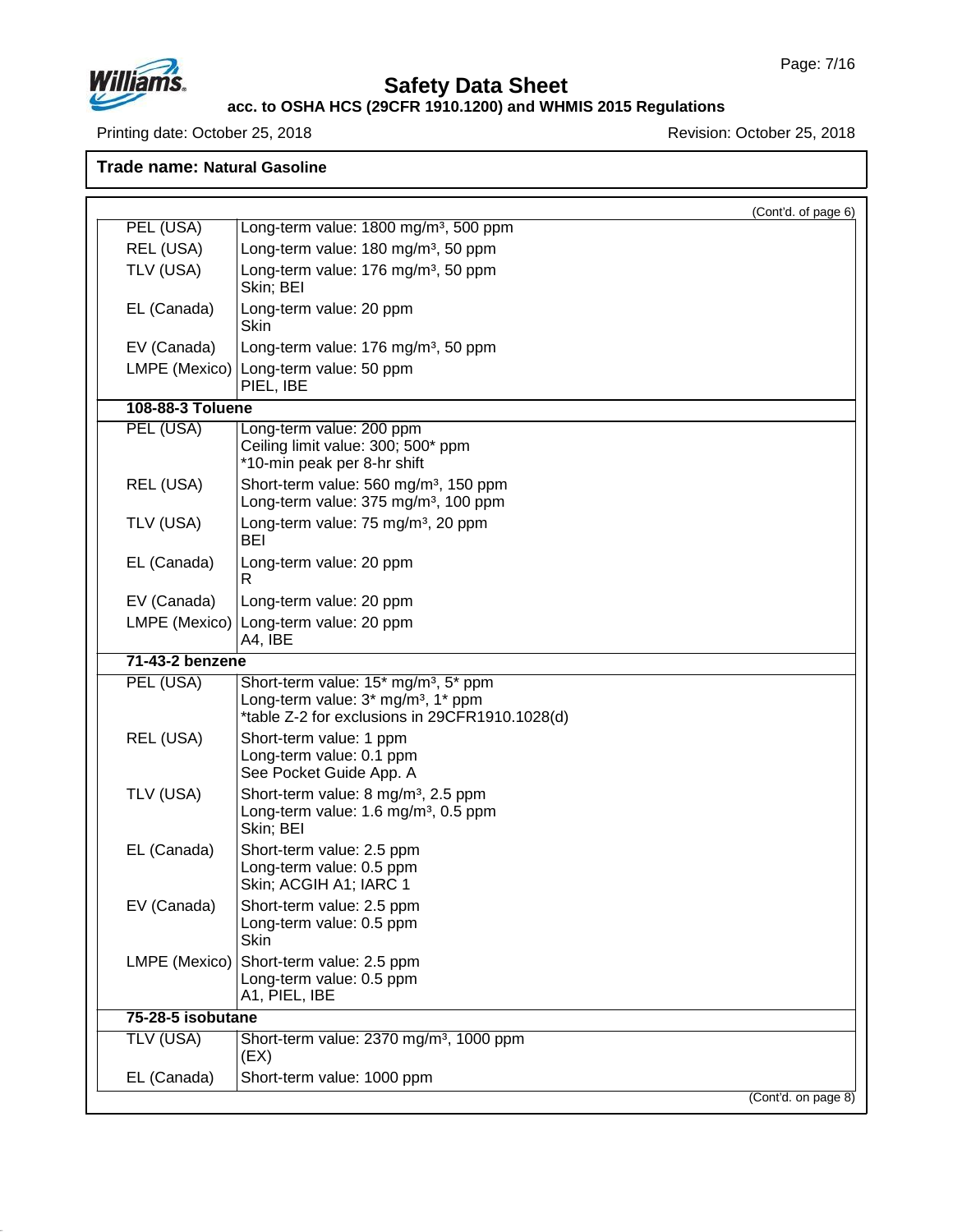**Trade name: Natural Gasoline**

(Cont'd. of page 6)

| | |
|---|---|
| PEL (USA) | Long-term value: 1800 mg/m³, 500 ppm |
| REL (USA) | Long-term value: 180 mg/m³, 50 ppm |
| TLV (USA) | Long-term value: 176 mg/m³, 50 ppm<br>Skin; BEI |
| EL (Canada) | Long-term value: 20 ppm<br>Skin |
| EV (Canada) | Long-term value: 176 mg/m³, 50 ppm |
| LMPE (Mexico) | Long-term value: 50 ppm<br>PIEL, IBE |
| **108-88-3 Toluene** | |
| PEL (USA) | Long-term value: 200 ppm<br>Ceiling limit value: 300; 500* ppm<br>*10-min peak per 8-hr shift |
| REL (USA) | Short-term value: 560 mg/m³, 150 ppm<br>Long-term value: 375 mg/m³, 100 ppm |
| TLV (USA) | Long-term value: 75 mg/m³, 20 ppm<br>BEI |
| EL (Canada) | Long-term value: 20 ppm<br>R |
| EV (Canada) | Long-term value: 20 ppm |
| LMPE (Mexico) | Long-term value: 20 ppm<br>A4, IBE |
| **71-43-2 benzene** | |
| PEL (USA) | Short-term value: 15* mg/m³, 5* ppm<br>Long-term value: 3* mg/m³, 1* ppm<br>*table Z-2 for exclusions in 29CFR1910.1028(d) |
| REL (USA) | Short-term value: 1 ppm<br>Long-term value: 0.1 ppm<br>See Pocket Guide App. A |
| TLV (USA) | Short-term value: 8 mg/m³, 2.5 ppm<br>Long-term value: 1.6 mg/m³, 0.5 ppm<br>Skin; BEI |
| EL (Canada) | Short-term value: 2.5 ppm<br>Long-term value: 0.5 ppm<br>Skin; ACGIH A1; IARC 1 |
| EV (Canada) | Short-term value: 2.5 ppm<br>Long-term value: 0.5 ppm<br>Skin |
| LMPE (Mexico) | Short-term value: 2.5 ppm<br>Long-term value: 0.5 ppm<br>A1, PIEL, IBE |
| **75-28-5 isobutane** | |
| TLV (USA) | Short-term value: 2370 mg/m³, 1000 ppm<br>(EX) |
| EL (Canada) | Short-term value: 1000 ppm |

(Cont'd. on page 8)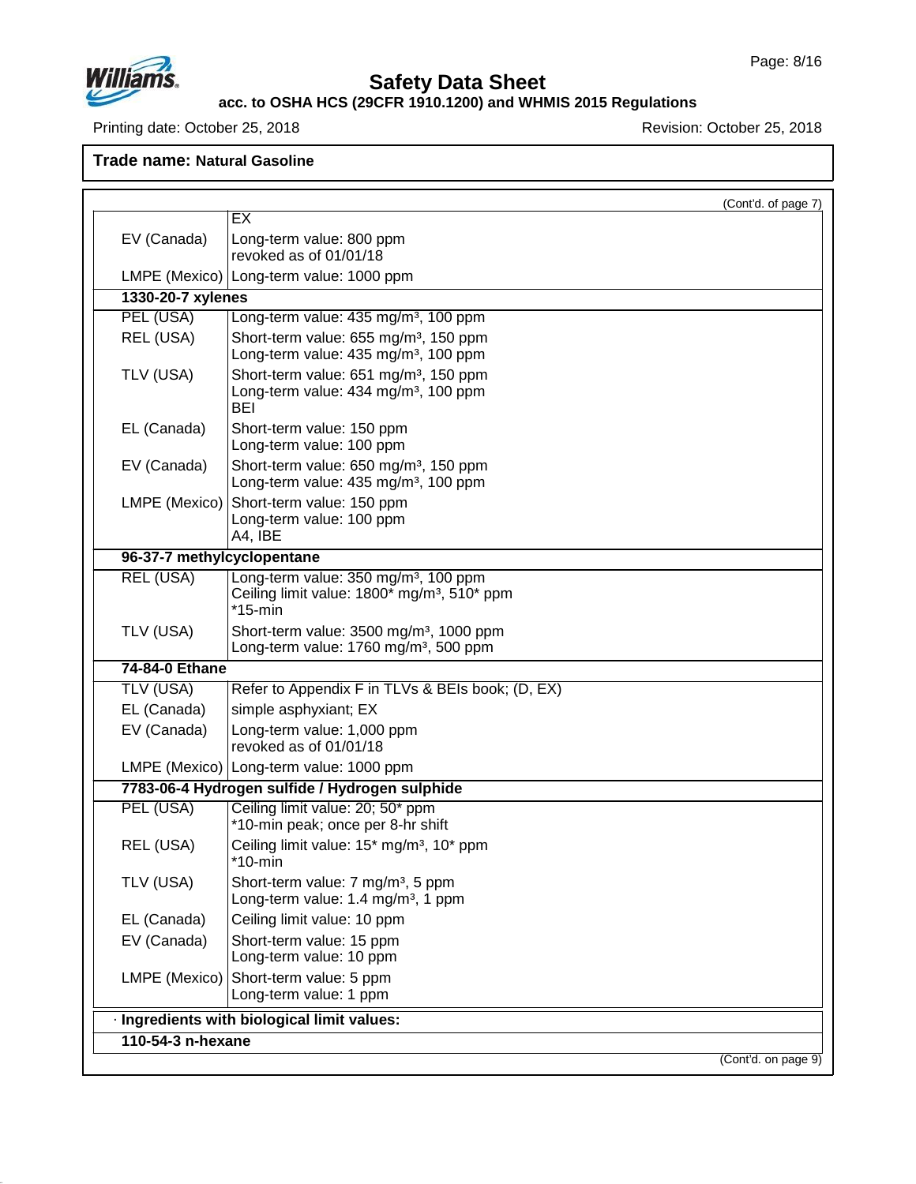**Trade name: Natural Gasoline**

(Cont'd. of page 7)

| | |
|---|---|
| | EX |
| EV (Canada) | Long-term value: 800 ppm<br>revoked as of 01/01/18 |
| LMPE (Mexico) | Long-term value: 1000 ppm |
| **1330-20-7 xylenes** | |
| PEL (USA) | Long-term value: 435 mg/m³, 100 ppm |
| REL (USA) | Short-term value: 655 mg/m³, 150 ppm<br>Long-term value: 435 mg/m³, 100 ppm |
| TLV (USA) | Short-term value: 651 mg/m³, 150 ppm<br>Long-term value: 434 mg/m³, 100 ppm<br>BEI |
| EL (Canada) | Short-term value: 150 ppm<br>Long-term value: 100 ppm |
| EV (Canada) | Short-term value: 650 mg/m³, 150 ppm<br>Long-term value: 435 mg/m³, 100 ppm |
| LMPE (Mexico) | Short-term value: 150 ppm<br>Long-term value: 100 ppm<br>A4, IBE |
| **96-37-7 methylcyclopentane** | |
| REL (USA) | Long-term value: 350 mg/m³, 100 ppm<br>Ceiling limit value: 1800* mg/m³, 510* ppm<br>*15-min |
| TLV (USA) | Short-term value: 3500 mg/m³, 1000 ppm<br>Long-term value: 1760 mg/m³, 500 ppm |
| **74-84-0 Ethane** | |
| TLV (USA) | Refer to Appendix F in TLVs & BEIs book; (D, EX) |
| EL (Canada) | simple asphyxiant; EX |
| EV (Canada) | Long-term value: 1,000 ppm<br>revoked as of 01/01/18 |
| LMPE (Mexico) | Long-term value: 1000 ppm |
| **7783-06-4 Hydrogen sulfide / Hydrogen sulphide** | |
| PEL (USA) | Ceiling limit value: 20; 50* ppm<br>*10-min peak; once per 8-hr shift |
| REL (USA) | Ceiling limit value: 15* mg/m³, 10* ppm<br>*10-min |
| TLV (USA) | Short-term value: 7 mg/m³, 5 ppm<br>Long-term value: 1.4 mg/m³, 1 ppm |
| EL (Canada) | Ceiling limit value: 10 ppm |
| EV (Canada) | Short-term value: 15 ppm<br>Long-term value: 10 ppm |
| LMPE (Mexico) | Short-term value: 5 ppm<br>Long-term value: 1 ppm |

· **Ingredients with biological limit values:**

**110-54-3 n-hexane**

(Cont'd. on page 9)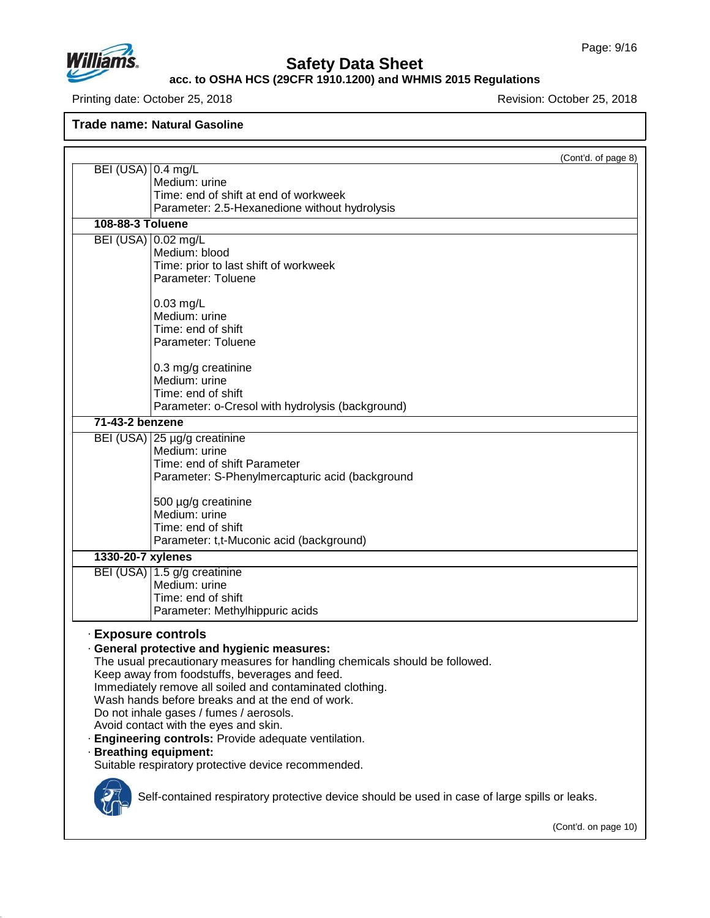Trade name: **Natural Gasoline**

(Cont'd. of page 8)

| | |
|---|---|
| BEI (USA) | 0.4 mg/L<br>Medium: urine<br>Time: end of shift at end of workweek<br>Parameter: 2.5-Hexanedione without hydrolysis |
| **108-88-3 Toluene** | |
| BEI (USA) | 0.02 mg/L<br>Medium: blood<br>Time: prior to last shift of workweek<br>Parameter: Toluene<br><br>0.03 mg/L<br>Medium: urine<br>Time: end of shift<br>Parameter: Toluene<br><br>0.3 mg/g creatinine<br>Medium: urine<br>Time: end of shift<br>Parameter: o-Cresol with hydrolysis (background) |
| **71-43-2 benzene** | |
| BEI (USA) | 25 µg/g creatinine<br>Medium: urine<br>Time: end of shift Parameter<br>Parameter: S-Phenylmercapturic acid (background<br><br>500 µg/g creatinine<br>Medium: urine<br>Time: end of shift<br>Parameter: t,t-Muconic acid (background) |
| **1330-20-7 xylenes** | |
| BEI (USA) | 1.5 g/g creatinine<br>Medium: urine<br>Time: end of shift<br>Parameter: Methylhippuric acids |

· **Exposure controls**

· **General protective and hygienic measures:**
The usual precautionary measures for handling chemicals should be followed.
Keep away from foodstuffs, beverages and feed.
Immediately remove all soiled and contaminated clothing.
Wash hands before breaks and at the end of work.
Do not inhale gases / fumes / aerosols.
Avoid contact with the eyes and skin.

· **Engineering controls:** Provide adequate ventilation.

· **Breathing equipment:**
Suitable respiratory protective device recommended.

Self-contained respiratory protective device should be used in case of large spills or leaks.

(Cont'd. on page 10)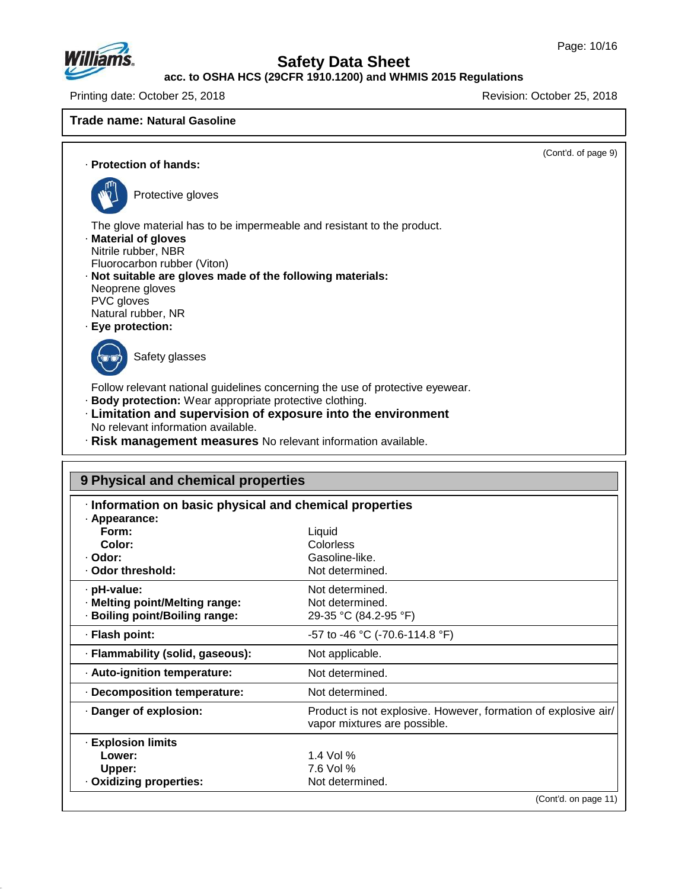**Trade name: Natural Gasoline**

(Cont'd. of page 9)

· **Protection of hands:**

Protective gloves

The glove material has to be impermeable and resistant to the product.

· **Material of gloves**
Nitrile rubber, NBR
Fluorocarbon rubber (Viton)

· **Not suitable are gloves made of the following materials:**
Neoprene gloves
PVC gloves
Natural rubber, NR

· **Eye protection:**

Safety glasses

Follow relevant national guidelines concerning the use of protective eyewear.

· **Body protection:** Wear appropriate protective clothing.

· **Limitation and supervision of exposure into the environment**
No relevant information available.

· **Risk management measures** No relevant information available.

## 9 Physical and chemical properties

· **Information on basic physical and chemical properties**

| | |
|---|---|
| · **Appearance:** | |
| **Form:** | Liquid |
| **Color:** | Colorless |
| · **Odor:** | Gasoline-like. |
| · **Odor threshold:** | Not determined. |
| · **pH-value:** | Not determined. |
| · **Melting point/Melting range:** | Not determined. |
| · **Boiling point/Boiling range:** | 29-35 °C (84.2-95 °F) |
| · **Flash point:** | -57 to -46 °C (-70.6-114.8 °F) |
| · **Flammability (solid, gaseous):** | Not applicable. |
| · **Auto-ignition temperature:** | Not determined. |
| · **Decomposition temperature:** | Not determined. |
| · **Danger of explosion:** | Product is not explosive. However, formation of explosive air/vapor mixtures are possible. |
| · **Explosion limits** | |
| **Lower:** | 1.4 Vol % |
| **Upper:** | 7.6 Vol % |
| · **Oxidizing properties:** | Not determined. |

(Cont'd. on page 11)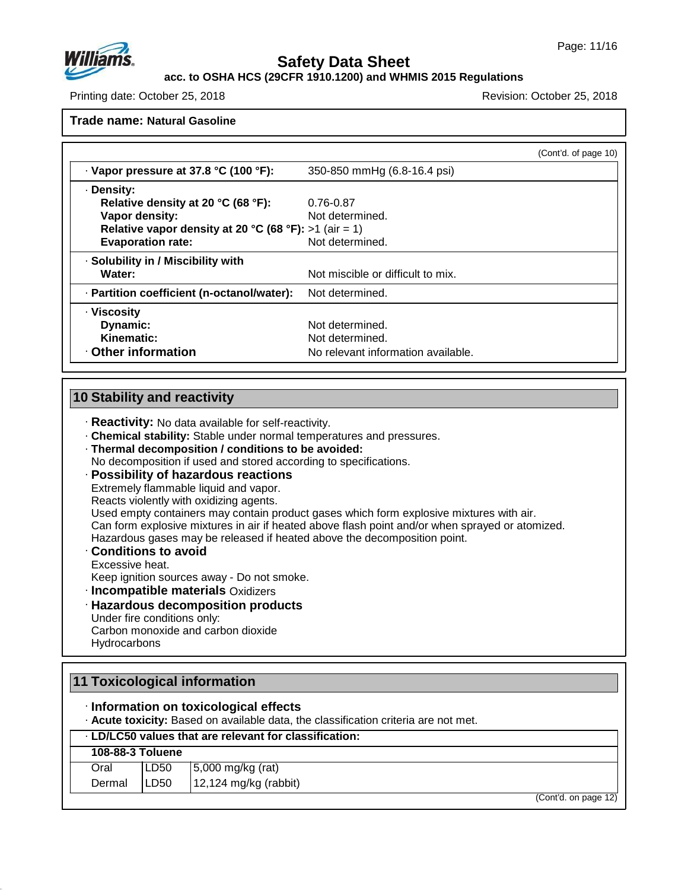**Trade name: Natural Gasoline**

(Cont'd. of page 10)

| | |
|---|---|
| · **Vapor pressure at 37.8 °C (100 °F):** | 350-850 mmHg (6.8-16.4 psi) |
| · **Density:** | |
| **Relative density at 20 °C (68 °F):** | 0.76-0.87 |
| **Vapor density:** | Not determined. |
| **Relative vapor density at 20 °C (68 °F):** | >1 (air = 1) |
| **Evaporation rate:** | Not determined. |
| · **Solubility in / Miscibility with** | |
| **Water:** | Not miscible or difficult to mix. |
| · **Partition coefficient (n-octanol/water):** | Not determined. |
| · **Viscosity** | |
| **Dynamic:** | Not determined. |
| **Kinematic:** | Not determined. |
| · **Other information** | No relevant information available. |

## 10 Stability and reactivity

· **Reactivity:** No data available for self-reactivity.
· **Chemical stability:** Stable under normal temperatures and pressures.
· **Thermal decomposition / conditions to be avoided:**
No decomposition if used and stored according to specifications.
· **Possibility of hazardous reactions**
Extremely flammable liquid and vapor.
Reacts violently with oxidizing agents.
Used empty containers may contain product gases which form explosive mixtures with air.
Can form explosive mixtures in air if heated above flash point and/or when sprayed or atomized.
Hazardous gases may be released if heated above the decomposition point.
· **Conditions to avoid**
Excessive heat.
Keep ignition sources away - Do not smoke.
· **Incompatible materials** Oxidizers
· **Hazardous decomposition products**
Under fire conditions only:
Carbon monoxide and carbon dioxide
Hydrocarbons

## 11 Toxicological information

· **Information on toxicological effects**
· **Acute toxicity:** Based on available data, the classification criteria are not met.

| · **LD/LC50 values that are relevant for classification:** | | |
|---|---|---|
| **108-88-3 Toluene** | | |
| Oral | LD50 | 5,000 mg/kg (rat) |
| Dermal | LD50 | 12,124 mg/kg (rabbit) |

(Cont'd. on page 12)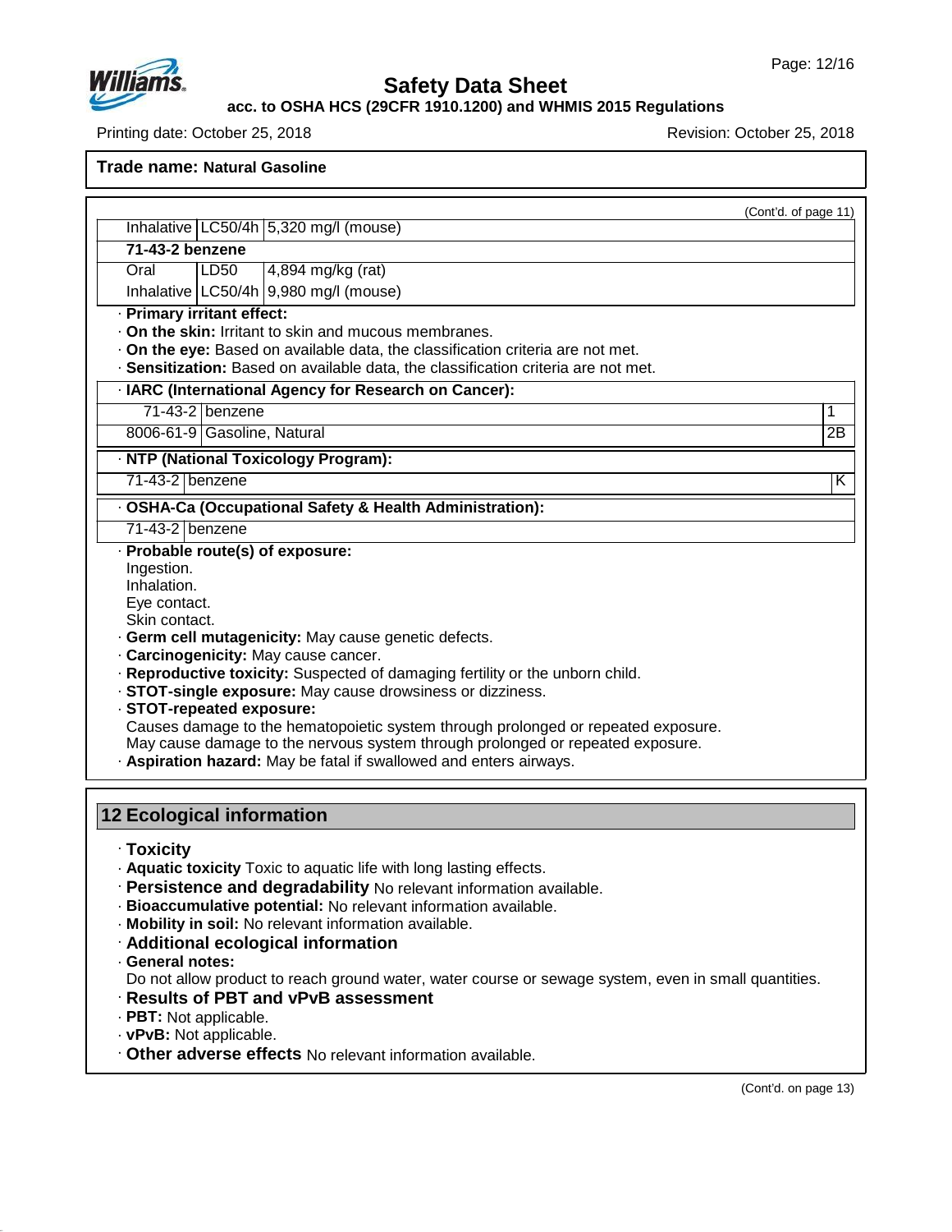**Trade name: Natural Gasoline**

(Cont'd. of page 11)

| | | |
|---|---|---|
| Inhalative | LC50/4h | 5,320 mg/l (mouse) |
| **71-43-2 benzene** | | |
| Oral | LD50 | 4,894 mg/kg (rat) |
| Inhalative | LC50/4h | 9,980 mg/l (mouse) |

· **Primary irritant effect:**
· **On the skin:** Irritant to skin and mucous membranes.
· **On the eye:** Based on available data, the classification criteria are not met.
· **Sensitization:** Based on available data, the classification criteria are not met.

| · IARC (International Agency for Research on Cancer): | | |
|---|---|---|
| 71-43-2 | benzene | 1 |
| 8006-61-9 | Gasoline, Natural | 2B |

| · NTP (National Toxicology Program): | | |
|---|---|---|
| 71-43-2 | benzene | K |

| · OSHA-Ca (Occupational Safety & Health Administration): | |
|---|---|
| 71-43-2 | benzene |

· **Probable route(s) of exposure:**
Ingestion.
Inhalation.
Eye contact.
Skin contact.
· **Germ cell mutagenicity:** May cause genetic defects.
· **Carcinogenicity:** May cause cancer.
· **Reproductive toxicity:** Suspected of damaging fertility or the unborn child.
· **STOT-single exposure:** May cause drowsiness or dizziness.
· **STOT-repeated exposure:**
Causes damage to the hematopoietic system through prolonged or repeated exposure.
May cause damage to the nervous system through prolonged or repeated exposure.
· **Aspiration hazard:** May be fatal if swallowed and enters airways.

## 12 Ecological information

· **Toxicity**
· **Aquatic toxicity** Toxic to aquatic life with long lasting effects.
· **Persistence and degradability** No relevant information available.
· **Bioaccumulative potential:** No relevant information available.
· **Mobility in soil:** No relevant information available.
· **Additional ecological information**
· **General notes:**
Do not allow product to reach ground water, water course or sewage system, even in small quantities.
· **Results of PBT and vPvB assessment**
· **PBT:** Not applicable.
· **vPvB:** Not applicable.
· **Other adverse effects** No relevant information available.

(Cont'd. on page 13)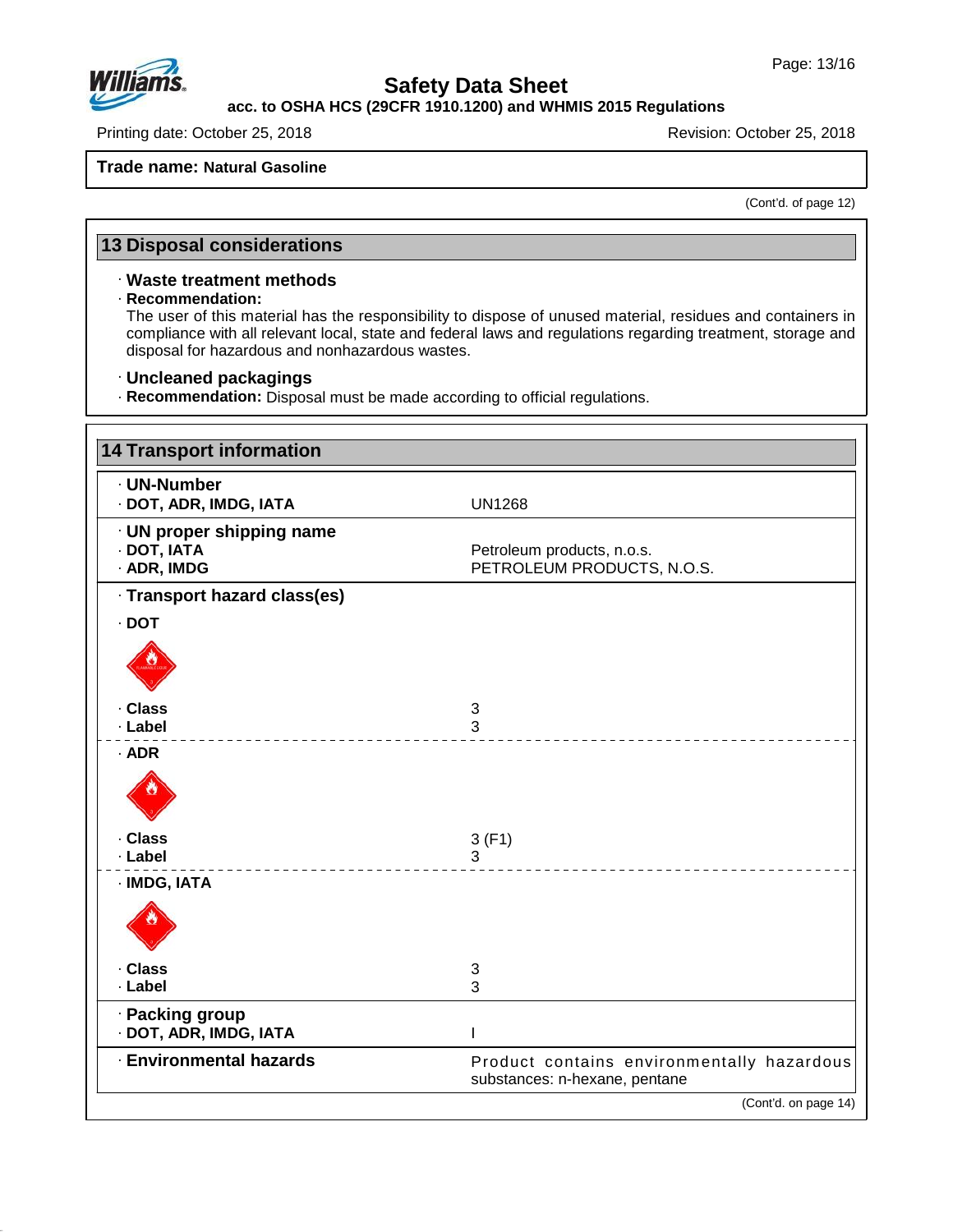**Trade name: Natural Gasoline**

(Cont'd. of page 12)

## 13 Disposal considerations

· **Waste treatment methods**

· **Recommendation:**
The user of this material has the responsibility to dispose of unused material, residues and containers in compliance with all relevant local, state and federal laws and regulations regarding treatment, storage and disposal for hazardous and nonhazardous wastes.

· **Uncleaned packagings**

· **Recommendation:** Disposal must be made according to official regulations.

## 14 Transport information

| | |
|---|---|
| · **UN-Number** | |
| · **DOT, ADR, IMDG, IATA** | UN1268 |
| · **UN proper shipping name** | |
| · **DOT, IATA** | Petroleum products, n.o.s. |
| · **ADR, IMDG** | PETROLEUM PRODUCTS, N.O.S. |
| · **Transport hazard class(es)** | |
| · **DOT** | |
| · **Class** | 3 |
| · **Label** | 3 |
| · **ADR** | |
| · **Class** | 3 (F1) |
| · **Label** | 3 |
| · **IMDG, IATA** | |
| · **Class** | 3 |
| · **Label** | 3 |
| · **Packing group** | |
| · **DOT, ADR, IMDG, IATA** | I |
| · **Environmental hazards** | Product contains environmentally hazardous substances: n-hexane, pentane |

(Cont'd. on page 14)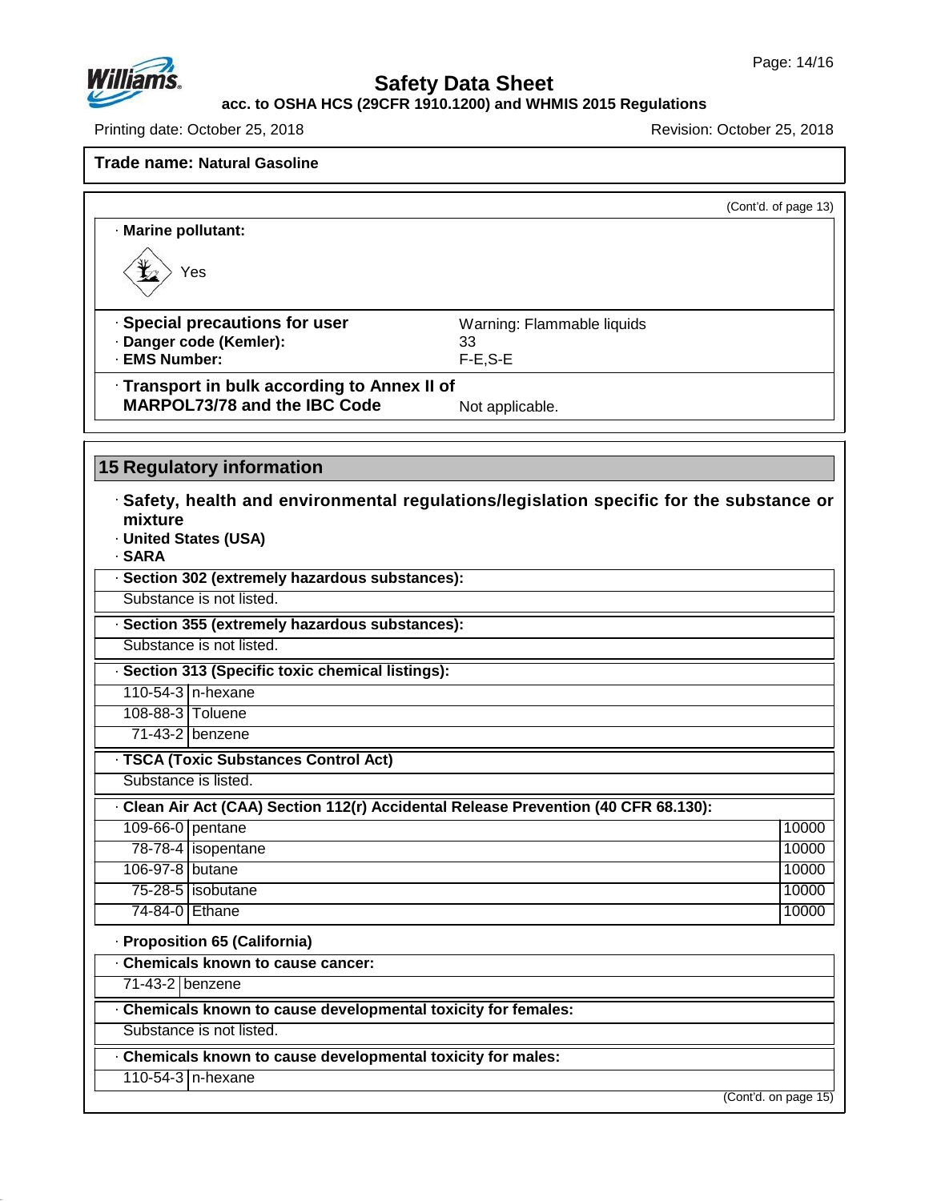**Trade name: Natural Gasoline**

(Cont'd. of page 13)

· **Marine pollutant:**

Yes

| | |
|---|---|
| · **Special precautions for user** | Warning: Flammable liquids |
| · **Danger code (Kemler):** | 33 |
| · **EMS Number:** | F-E,S-E |
| · **Transport in bulk according to Annex II of MARPOL73/78 and the IBC Code** | Not applicable. |

## 15 Regulatory information

· **Safety, health and environmental regulations/legislation specific for the substance or mixture**

· **United States (USA)**

· **SARA**

· **Section 302 (extremely hazardous substances):**

Substance is not listed.

· **Section 355 (extremely hazardous substances):**

Substance is not listed.

· **Section 313 (Specific toxic chemical listings):**

| CAS | Name |
|---|---|
| 110-54-3 | n-hexane |
| 108-88-3 | Toluene |
| 71-43-2 | benzene |

· **TSCA (Toxic Substances Control Act)**

Substance is listed.

· **Clean Air Act (CAA) Section 112(r) Accidental Release Prevention (40 CFR 68.130):**

| CAS | Name | Threshold |
|---|---|---|
| 109-66-0 | pentane | 10000 |
| 78-78-4 | isopentane | 10000 |
| 106-97-8 | butane | 10000 |
| 75-28-5 | isobutane | 10000 |
| 74-84-0 | Ethane | 10000 |

· **Proposition 65 (California)**

· **Chemicals known to cause cancer:**

| CAS | Name |
|---|---|
| 71-43-2 | benzene |

· **Chemicals known to cause developmental toxicity for females:**

Substance is not listed.

· **Chemicals known to cause developmental toxicity for males:**

| CAS | Name |
|---|---|
| 110-54-3 | n-hexane |

(Cont'd. on page 15)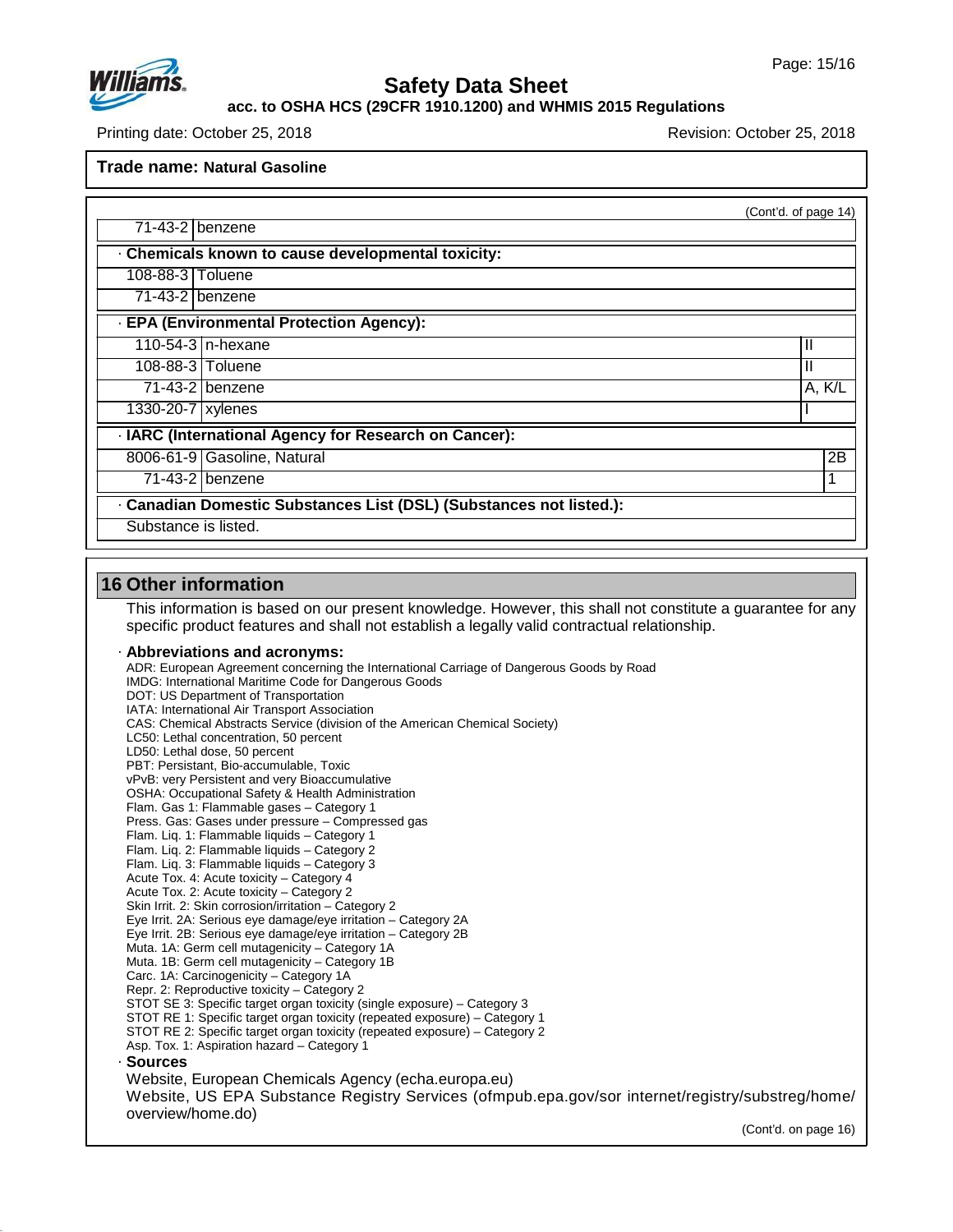**Trade name: Natural Gasoline**

(Cont'd. of page 14)

| | |
|---|---|
| 71-43-2 | benzene |

· **Chemicals known to cause developmental toxicity:**

| | |
|---|---|
| 108-88-3 | Toluene |
| 71-43-2 | benzene |

· **EPA (Environmental Protection Agency):**

| | | |
|---|---|---|
| 110-54-3 | n-hexane | II |
| 108-88-3 | Toluene | II |
| 71-43-2 | benzene | A, K/L |
| 1330-20-7 | xylenes | I |

· **IARC (International Agency for Research on Cancer):**

| | | |
|---|---|---|
| 8006-61-9 | Gasoline, Natural | 2B |
| 71-43-2 | benzene | 1 |

· **Canadian Domestic Substances List (DSL) (Substances not listed.):**

Substance is listed.

## 16 Other information

This information is based on our present knowledge. However, this shall not constitute a guarantee for any specific product features and shall not establish a legally valid contractual relationship.

· **Abbreviations and acronyms:**

ADR: European Agreement concerning the International Carriage of Dangerous Goods by Road
IMDG: International Maritime Code for Dangerous Goods
DOT: US Department of Transportation
IATA: International Air Transport Association
CAS: Chemical Abstracts Service (division of the American Chemical Society)
LC50: Lethal concentration, 50 percent
LD50: Lethal dose, 50 percent
PBT: Persistant, Bio-accumulable, Toxic
vPvB: very Persistent and very Bioaccumulative
OSHA: Occupational Safety & Health Administration
Flam. Gas 1: Flammable gases – Category 1
Press. Gas: Gases under pressure – Compressed gas
Flam. Liq. 1: Flammable liquids – Category 1
Flam. Liq. 2: Flammable liquids – Category 2
Flam. Liq. 3: Flammable liquids – Category 3
Acute Tox. 4: Acute toxicity – Category 4
Acute Tox. 2: Acute toxicity – Category 2
Skin Irrit. 2: Skin corrosion/irritation – Category 2
Eye Irrit. 2A: Serious eye damage/eye irritation – Category 2A
Eye Irrit. 2B: Serious eye damage/eye irritation – Category 2B
Muta. 1A: Germ cell mutagenicity – Category 1A
Muta. 1B: Germ cell mutagenicity – Category 1B
Carc. 1A: Carcinogenicity – Category 1A
Repr. 2: Reproductive toxicity – Category 2
STOT SE 3: Specific target organ toxicity (single exposure) – Category 3
STOT RE 1: Specific target organ toxicity (repeated exposure) – Category 1
STOT RE 2: Specific target organ toxicity (repeated exposure) – Category 2
Asp. Tox. 1: Aspiration hazard – Category 1

· **Sources**

Website, European Chemicals Agency (echa.europa.eu)
Website, US EPA Substance Registry Services (ofmpub.epa.gov/sor internet/registry/substreg/home/overview/home.do)

(Cont'd. on page 16)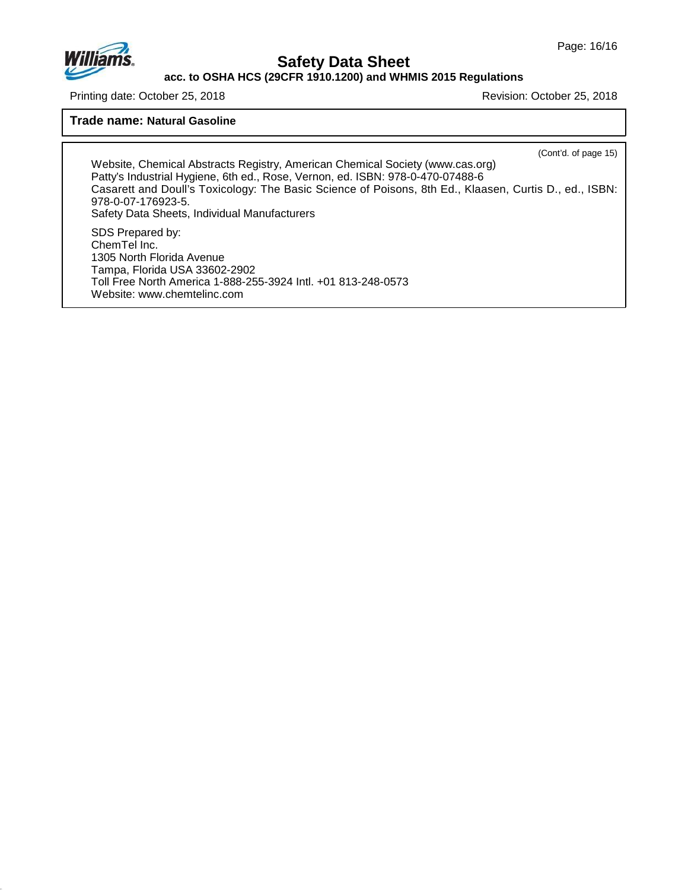**Trade name: Natural Gasoline**

(Cont'd. of page 15)

Website, Chemical Abstracts Registry, American Chemical Society (www.cas.org)
Patty's Industrial Hygiene, 6th ed., Rose, Vernon, ed. ISBN: 978-0-470-07488-6
Casarett and Doull's Toxicology: The Basic Science of Poisons, 8th Ed., Klaasen, Curtis D., ed., ISBN: 978-0-07-176923-5.
Safety Data Sheets, Individual Manufacturers

SDS Prepared by:
ChemTel Inc.
1305 North Florida Avenue
Tampa, Florida USA 33602-2902
Toll Free North America 1-888-255-3924 Intl. +01 813-248-0573
Website: www.chemtelinc.com